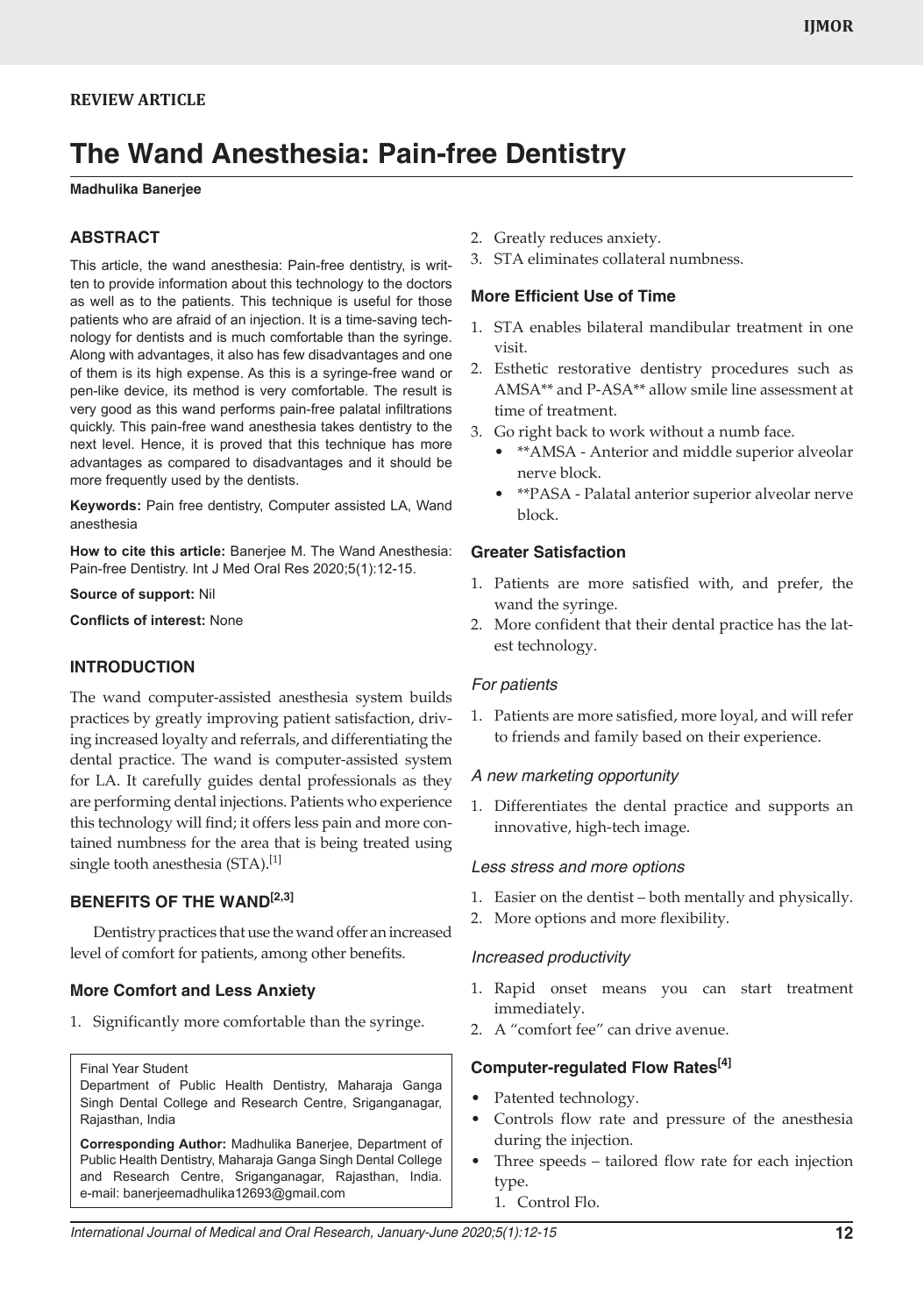**REVIEW ARTICLE**

# The Wand Anesthesia: Pain-free Dentistry

**Madhulika Banerjee**

## ABSTRACT

This article, the wand anesthesia: Pain-free dentistry, is written to provide information about this technology to the doctors as well as to the patients. This technique is useful for those patients who are afraid of an injection. It is a time-saving technology for dentists and is much comfortable than the syringe. Along with advantages, it also has few disadvantages and one of them is its high expense. As this is a syringe-free wand or pen-like device, its method is very comfortable. The result is very good as this wand performs pain-free palatal infiltrations quickly. This pain-free wand anesthesia takes dentistry to the next level. Hence, it is proved that this technique has more advantages as compared to disadvantages and it should be more frequently used by the dentists.

**Keywords:** Pain free dentistry, Computer assisted LA, Wand anesthesia

**How to cite this article:** Banerjee M. The Wand Anesthesia: Pain-free Dentistry. Int J Med Oral Res 2020;5(1):12-15.

**Source of support:** Nil

**Conflicts of interest:** None

Final Year Student

Department of Public Health Dentistry, Maharaja Ganga Singh Dental College and Research Centre, Sriganganagar, Rajasthan, India

**Corresponding Author:** Madhulika Banerjee, Department of Public Health Dentistry, Maharaja Ganga Singh Dental College and Research Centre, Sriganganagar, Rajasthan, India. e-mail: banerjeemadhulika12693@gmail.com

## INTRODUCTION

The wand computer-assisted anesthesia system builds practices by greatly improving patient satisfaction, driving increased loyalty and referrals, and differentiating the dental practice. The wand is computer-assisted system for LA. It carefully guides dental professionals as they are performing dental injections. Patients who experience this technology will find; it offers less pain and more contained numbness for the area that is being treated using single tooth anesthesia (STA).[1]

## BENEFITS OF THE WAND[2,3]

Dentistry practices that use the wand offer an increased level of comfort for patients, among other benefits.

### More Comfort and Less Anxiety

1. Significantly more comfortable than the syringe.
2. Greatly reduces anxiety.
3. STA eliminates collateral numbness.

### More Efficient Use of Time

1. STA enables bilateral mandibular treatment in one visit.
2. Esthetic restorative dentistry procedures such as AMSA** and P-ASA** allow smile line assessment at time of treatment.
3. Go right back to work without a numb face.
   - **AMSA - Anterior and middle superior alveolar nerve block.
   - **PASA - Palatal anterior superior alveolar nerve block.

### Greater Satisfaction

1. Patients are more satisfied with, and prefer, the wand the syringe.
2. More confident that their dental practice has the latest technology.

#### *For patients*

1. Patients are more satisfied, more loyal, and will refer to friends and family based on their experience.

#### *A new marketing opportunity*

1. Differentiates the dental practice and supports an innovative, high-tech image.

#### *Less stress and more options*

1. Easier on the dentist – both mentally and physically.
2. More options and more flexibility.

#### *Increased productivity*

1. Rapid onset means you can start treatment immediately.
2. A "comfort fee" can drive avenue.

### Computer-regulated Flow Rates[4]

- Patented technology.
- Controls flow rate and pressure of the anesthesia during the injection.
- Three speeds – tailored flow rate for each injection type.
  1. Control Flo.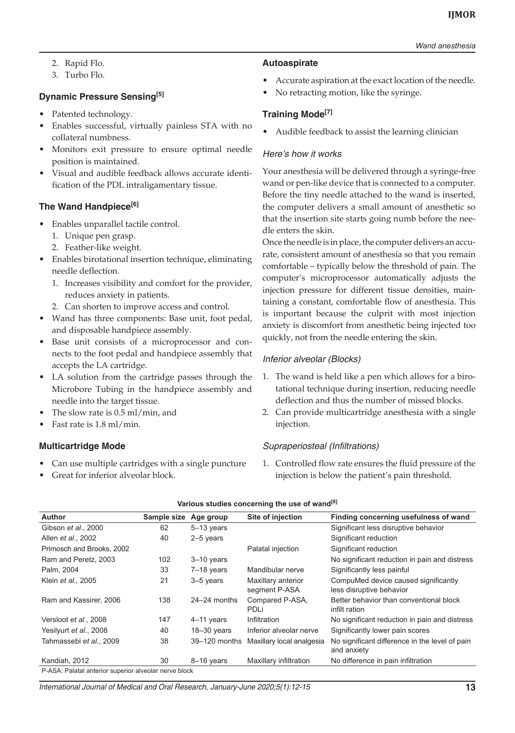2. Rapid Flo.
3. Turbo Flo.

### Dynamic Pressure Sensing[5]

- Patented technology.
- Enables successful, virtually painless STA with no collateral numbness.
- Monitors exit pressure to ensure optimal needle position is maintained.
- Visual and audible feedback allows accurate identification of the PDL intraligamentary tissue.

### The Wand Handpiece[6]

- Enables unparallel tactile control.
  1. Unique pen grasp.
  2. Feather-like weight.
- Enables birotational insertion technique, eliminating needle deflection.
  1. Increases visibility and comfort for the provider, reduces anxiety in patients.
  2. Can shorten to improve access and control.
- Wand has three components: Base unit, foot pedal, and disposable handpiece assembly.
- Base unit consists of a microprocessor and connects to the foot pedal and handpiece assembly that accepts the LA cartridge.
- LA solution from the cartridge passes through the Microbore Tubing in the handpiece assembly and needle into the target tissue.
- The slow rate is 0.5 ml/min, and
- Fast rate is 1.8 ml/min.

### Multicartridge Mode

- Can use multiple cartridges with a single puncture
- Great for inferior alveolar block.

### Autoaspirate

- Accurate aspiration at the exact location of the needle.
- No retracting motion, like the syringe.

### Training Mode[7]

- Audible feedback to assist the learning clinician

#### *Here's how it works*

Your anesthesia will be delivered through a syringe-free wand or pen-like device that is connected to a computer. Before the tiny needle attached to the wand is inserted, the computer delivers a small amount of anesthetic so that the insertion site starts going numb before the needle enters the skin.

Once the needle is in place, the computer delivers an accurate, consistent amount of anesthesia so that you remain comfortable – typically below the threshold of pain. The computer's microprocessor automatically adjusts the injection pressure for different tissue densities, maintaining a constant, comfortable flow of anesthesia. This is important because the culprit with most injection anxiety is discomfort from anesthetic being injected too quickly, not from the needle entering the skin.

#### *Inferior alveolar (Blocks)*

1. The wand is held like a pen which allows for a birotational technique during insertion, reducing needle deflection and thus the number of missed blocks.
2. Can provide multicartridge anesthesia with a single injection.

#### *Supraperiosteal (Infiltrations)*

1. Controlled flow rate ensures the fluid pressure of the injection is below the patient's pain threshold.

**Various studies concerning the use of wand[8]**

| Author | Sample size | Age group | Site of injection | Finding concerning usefulness of wand |
|---|---|---|---|---|
| Gibson *et al*., 2000 | 62 | 5–13 years | | Significant less disruptive behavior |
| Allen *et al*., 2002 | 40 | 2–5 years | | Significant reduction |
| Primosch and Brooks, 2002 | | | Palatal injection | Significant reduction |
| Ram and Peretz, 2003 | 102 | 3–10 years | | No significant reduction in pain and distress |
| Palm, 2004 | 33 | 7–18 years | Mandibular nerve | Significantly less painful |
| Klein *et al.,* 2005 | 21 | 3–5 years | Maxillary anterior segment P-ASA | CompuMed device caused significantly less disruptive behavior |
| Ram and Kassirer, 2006 | 138 | 24–24 months | Compared P-ASA, PDLi | Better behavior than conventional block infilt ration |
| Versloot *et al*., 2008 | 147 | 4–11 years | Infiltration | No significant reduction in pain and distress |
| Yesilyurt *et al*., 2008 | 40 | 18–30 years | Inferior alveolar nerve | Significantly lower pain scores |
| Tahmassebi *et al*., 2009 | 38 | 39–120 months | Maxillary local analgesia | No significant difference in the level of pain and anxiety |
| Kandiah, 2012 | 30 | 8–16 years | Maxillary infiltration | No difference in pain infiltration |

P-ASA: Palatal anterior superior alveolar nerve block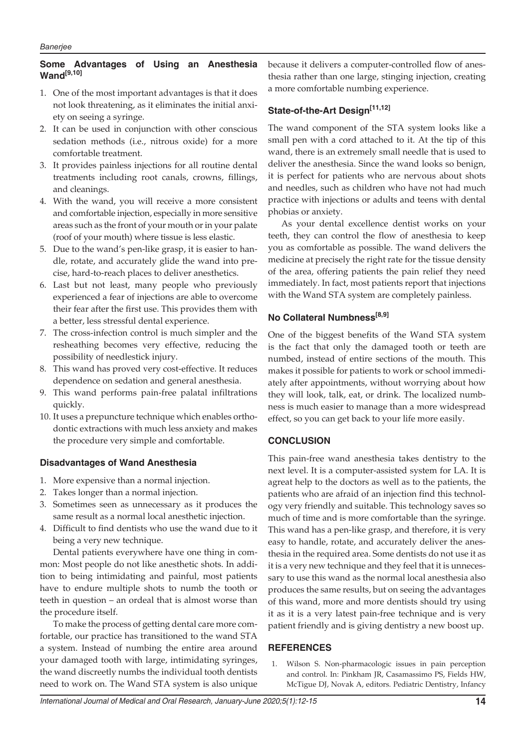### Some Advantages of Using an Anesthesia Wand[9,10]

1. One of the most important advantages is that it does not look threatening, as it eliminates the initial anxiety on seeing a syringe.
2. It can be used in conjunction with other conscious sedation methods (i.e., nitrous oxide) for a more comfortable treatment.
3. It provides painless injections for all routine dental treatments including root canals, crowns, fillings, and cleanings.
4. With the wand, you will receive a more consistent and comfortable injection, especially in more sensitive areas such as the front of your mouth or in your palate (roof of your mouth) where tissue is less elastic.
5. Due to the wand's pen-like grasp, it is easier to handle, rotate, and accurately glide the wand into precise, hard-to-reach places to deliver anesthetics.
6. Last but not least, many people who previously experienced a fear of injections are able to overcome their fear after the first use. This provides them with a better, less stressful dental experience.
7. The cross-infection control is much simpler and the resheathing becomes very effective, reducing the possibility of needlestick injury.
8. This wand has proved very cost-effective. It reduces dependence on sedation and general anesthesia.
9. This wand performs pain-free palatal infiltrations quickly.
10. It uses a prepuncture technique which enables orthodontic extractions with much less anxiety and makes the procedure very simple and comfortable.

### Disadvantages of Wand Anesthesia

1. More expensive than a normal injection.
2. Takes longer than a normal injection.
3. Sometimes seen as unnecessary as it produces the same result as a normal local anesthetic injection.
4. Difficult to find dentists who use the wand due to it being a very new technique.

Dental patients everywhere have one thing in common: Most people do not like anesthetic shots. In addition to being intimidating and painful, most patients have to endure multiple shots to numb the tooth or teeth in question – an ordeal that is almost worse than the procedure itself.

To make the process of getting dental care more comfortable, our practice has transitioned to the wand STA a system. Instead of numbing the entire area around your damaged tooth with large, intimidating syringes, the wand discreetly numbs the individual tooth dentists need to work on. The Wand STA system is also unique because it delivers a computer-controlled flow of anesthesia rather than one large, stinging injection, creating a more comfortable numbing experience.

### State-of-the-Art Design[11,12]

The wand component of the STA system looks like a small pen with a cord attached to it. At the tip of this wand, there is an extremely small needle that is used to deliver the anesthesia. Since the wand looks so benign, it is perfect for patients who are nervous about shots and needles, such as children who have not had much practice with injections or adults and teens with dental phobias or anxiety.

As your dental excellence dentist works on your teeth, they can control the flow of anesthesia to keep you as comfortable as possible. The wand delivers the medicine at precisely the right rate for the tissue density of the area, offering patients the pain relief they need immediately. In fact, most patients report that injections with the Wand STA system are completely painless.

### No Collateral Numbness[8,9]

One of the biggest benefits of the Wand STA system is the fact that only the damaged tooth or teeth are numbed, instead of entire sections of the mouth. This makes it possible for patients to work or school immediately after appointments, without worrying about how they will look, talk, eat, or drink. The localized numbness is much easier to manage than a more widespread effect, so you can get back to your life more easily.

## CONCLUSION

This pain-free wand anesthesia takes dentistry to the next level. It is a computer-assisted system for LA. It is agreat help to the doctors as well as to the patients, the patients who are afraid of an injection find this technology very friendly and suitable. This technology saves so much of time and is more comfortable than the syringe. This wand has a pen-like grasp, and therefore, it is very easy to handle, rotate, and accurately deliver the anesthesia in the required area. Some dentists do not use it as it is a very new technique and they feel that it is unnecessary to use this wand as the normal local anesthesia also produces the same results, but on seeing the advantages of this wand, more and more dentists should try using it as it is a very latest pain-free technique and is very patient friendly and is giving dentistry a new boost up.

## REFERENCES

1. Wilson S. Non-pharmacologic issues in pain perception and control. In: Pinkham JR, Casamassimo PS, Fields HW, McTigue DJ, Novak A, editors. Pediatric Dentistry, Infancy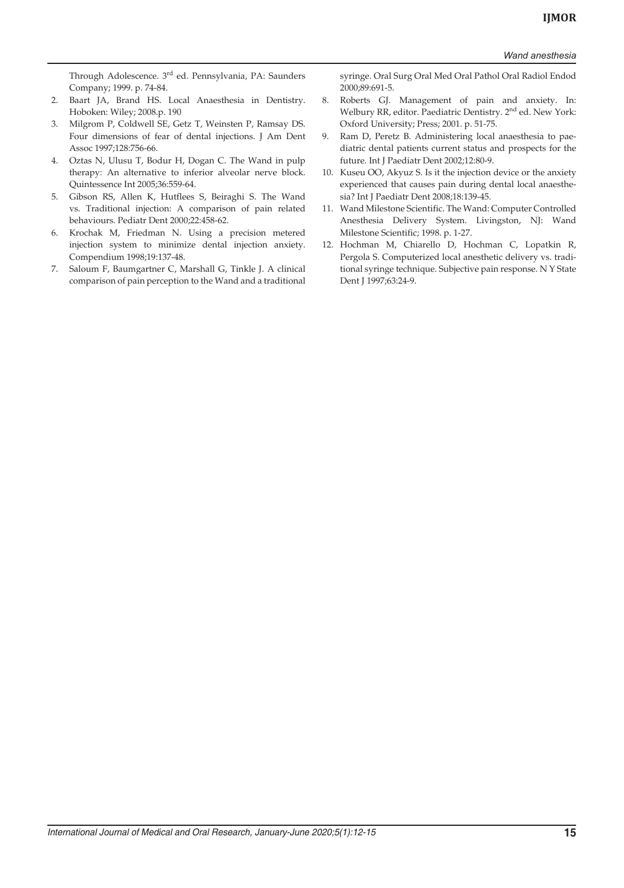Through Adolescence. 3rd ed. Pennsylvania, PA: Saunders Company; 1999. p. 74-84.

2. Baart JA, Brand HS. Local Anaesthesia in Dentistry. Hoboken: Wiley; 2008.p. 190
3. Milgrom P, Coldwell SE, Getz T, Weinsten P, Ramsay DS. Four dimensions of fear of dental injections. J Am Dent Assoc 1997;128:756-66.
4. Oztas N, Ulusu T, Bodur H, Dogan C. The Wand in pulp therapy: An alternative to inferior alveolar nerve block. Quintessence Int 2005;36:559-64.
5. Gibson RS, Allen K, Hutflees S, Beiraghi S. The Wand vs. Traditional injection: A comparison of pain related behaviours. Pediatr Dent 2000;22:458-62.
6. Krochak M, Friedman N. Using a precision metered injection system to minimize dental injection anxiety. Compendium 1998;19:137-48.
7. Saloum F, Baumgartner C, Marshall G, Tinkle J. A clinical comparison of pain perception to the Wand and a traditional syringe. Oral Surg Oral Med Oral Pathol Oral Radiol Endod 2000;89:691-5.
8. Roberts GJ. Management of pain and anxiety. In: Welbury RR, editor. Paediatric Dentistry. 2nd ed. New York: Oxford University; Press; 2001. p. 51-75.
9. Ram D, Peretz B. Administering local anaesthesia to paediatric dental patients current status and prospects for the future. Int J Paediatr Dent 2002;12:80-9.
10. Kuseu OO, Akyuz S. Is it the injection device or the anxiety experienced that causes pain during dental local anaesthesia? Int J Paediatr Dent 2008;18:139-45.
11. Wand Milestone Scientific. The Wand: Computer Controlled Anesthesia Delivery System. Livingston, NJ: Wand Milestone Scientific; 1998. p. 1-27.
12. Hochman M, Chiarello D, Hochman C, Lopatkin R, Pergola S. Computerized local anesthetic delivery vs. traditional syringe technique. Subjective pain response. N Y State Dent J 1997;63:24-9.